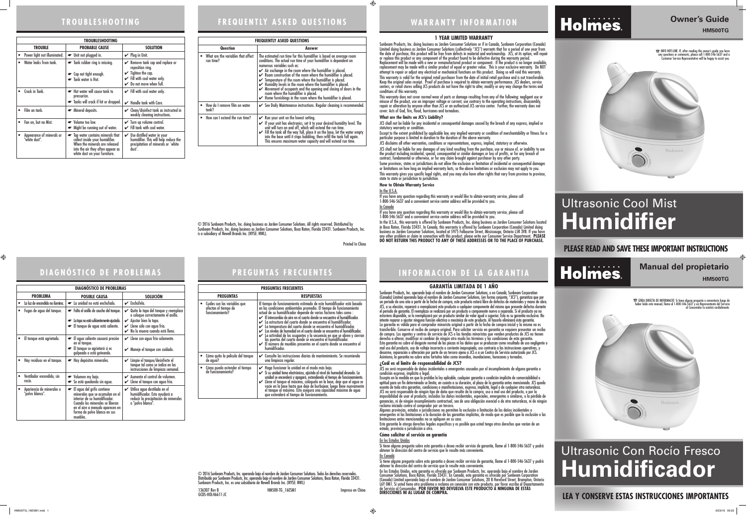# TROUBLESHOOTING

| TROUBLESHOOTING | | |
|---|---|---|
| **TROUBLE** | **PROBABLE CAUSE** | **SOLUTION** |
| • Power light not illuminated. | ☛ Unit not plugged in. | ✔ Plug in Unit. |
| • Water leaks from tank. | ☛ Tank rubber ring is missing.<br>☛ Cap not tight enough.<br>☛ Tank water is Hot. | ✔ Remove tank cap and replace or reposition ring.<br>✔ Tighten the cap.<br>✔ Fill with cool water only.<br>✔ Do not move when full. |
| • Crack in Tank. | ☛ Hot water will cause tank to pressurize.<br>☛ Tanks will crack if hit or dropped. | ✔ Fill with cool water only.<br>✔ Handle tank with Care. |
| • Film on tank. | ☛ Mineral deposits. | ✔ Clean/disinfect tank as instructed in weekly cleaning instructions. |
| • Fan on, but no Mist. | ☛ Volume too low.<br>☛ Might be running out of water. | ✔ Turn up volume control.<br>✔ Fill tank with cool water. |
| • Appearance of minerals or "white dust". | ☛ Tap water contains minerals that collect inside your humidifier. When the minerals are released into the air they often appear as white dust on your furniture. | ✔ Use distilled water in your humidifier. This will help reduce the precipitation of minerals or "white dust". |

# FREQUENTLY ASKED QUESTIONS

| FREQUENTLY ASKED QUESTIONS | |
|---|---|
| **Question** | **Answer** |
| • What are the variables that affect run time? | The estimated run time for this humidifier is based on average room conditions. The actual run time of your humidifier is dependent on numerous variables such as:<br>✔ Air exchange in the room where the humidifier is placed.<br>✔ Room construction of the room where the humidifier is placed.<br>✔ Temperature of the room where the humidifier is placed.<br>✔ Humidity levels in the room where the humidifier is placed.<br>✔ Movement of occupants and the opening and closing of doors in the room where the humidifier is placed.<br>✔ Home furnishings in the room where the humidifier is placed. |
| • How do I remove film on water tank? | ✔ See Daily Maintenance instructions. Regular cleaning is recommended. |
| • How can I extend the run time? | ✔ Run your unit on the lowest setting.<br>✔ If your unit has electronics, set it to your desired humidity level. The unit will turn on and off, which will extend the run time.<br>✔ Fill the tank all the way full, place it on the base, let the water empty into the base until it stops bubbling, then refill the tank full again. This ensures maximum water capacity and will extend run time. |

© 2016 Sunbeam Products, Inc. doing business as Jarden Consumer Solutions. All rights reserved. Distributed by Sunbeam Products, Inc. doing business as Jarden Consumer Solutions, Boca Raton, Florida 33431. Sunbeam Products, Inc. is a subsidiary of Newell Brands Inc. (NYSE: NWL).

Printed In China

# WARRANTY INFORMATION

## 1 YEAR LIMITED WARRANTY

Sunbeam Products, Inc. doing business as Jarden Consumer Solutions or if in Canada, Sunbeam Corporation (Canada) Limited doing business as Jarden Consumer Solutions (collectively "JCS") warrants that for a period of one year from the date of purchase, this product will be free from defects in material and workmanship. JCS, at its option, will repair or replace this product or any component of the product found to be defective during the warranty period. Replacement will be made with a new or remanufactured product or component. If the product is no longer available, replacement may be made with a similar product of equal or greater value. This is your exclusive warranty. Do NOT attempt to repair or adjust any electrical or mechanical functions on this product. Doing so will void this warranty.

This warranty is valid for the original retail purchaser from the date of initial retail purchase and is not transferable. Keep the original sales receipt. Proof of purchase is required to obtain warranty performance. JCS dealers, service centers, or retail stores selling JCS products do not have the right to alter, modify or any way change the terms and conditions of this warranty.

This warranty does not cover normal wear of parts or damage resulting from any of the following: negligent use or misuse of the product, use on improper voltage or current, use contrary to the operating instructions, disassembly, repair or alteration by anyone other than JCS or an authorized JCS service center. Further, the warranty does not cover: Acts of God, fire, flood, hurricanes and tornadoes.

**What are the limits on JCS's Liability?**

JCS shall not be liable for any incidental or consequential damages caused by the breach of any express, implied or statutory warranty or condition.

Except to the extent prohibited by applicable law, any implied warranty or condition of merchantability or fitness for a particular purpose is limited in duration to the duration of the above warranty.

JCS disclaims all other warranties, conditions or representations, express, implied, statutory or otherwise.

JCS shall not be liable for any damages of any kind resulting from the purchase, use or misuse of, or inability to use the product including incidental, special, consequential or similar damages or loss of profits, or for any breach of contract, fundamental or otherwise, or for any claim brought against purchaser by any other party.

Some provinces, states or jurisdictions do not allow the exclusion or limitation of incidental or consequential damages or limitations on how long an implied warranty lasts, so the above limitations or exclusion may not apply to you.

This warranty gives you specific legal rights, and you may also have other rights that vary from province to province, state to state or jurisdiction to jurisdiction.

**How to Obtain Warranty Service**

In the U.S.A.

If you have any question regarding this warranty or would like to obtain warranty service, please call 1-800-546-5637 and a convenient service center address will be provided to you.

In Canada

If you have any question regarding this warranty or would like to obtain warranty service, please call 1-800-546-5637 and a convenient service center address will be provided to you.

In the U.S.A., this warranty is offered by Sunbeam Products, Inc. doing business as Jarden Consumer Solutions located in Boca Raton, Florida 33431. In Canada, this warranty is offered by Sunbeam Corporation (Canada) Limited doing business as Jarden Consumer Solutions, located at 5975 Falbourne Street, Mississauga, Ontario L5R 3V8. If you have any other problem or claim in connection with this product, please write our Consumer Service Department. **PLEASE DO NOT RETURN THIS PRODUCT TO ANY OF THESE ADDRESSES OR TO THE PLACE OF PURCHASE.**

# Holmes.

## Owner's Guide

**HM500TG**

☎ INFO HOT-LINE: If, after reading this owner's guide you have any questions or comments, please call 1-800-546-5637 and a Customer Service Representative will be happy to assist you.

# Ultrasonic Cool Mist Humidifier

**PLEASE READ AND SAVE THESE IMPORTANT INSTRUCTIONS**

# DIAGNÓSTICO DE PROBLEMAS

| DIAGNÓSTICO DE PROBLEMAS | | |
|---|---|---|
| **PROBLEMA** | **POSIBLE CAUSA** | **SOLUCIÓN** |
| • La luz de encendido no ilumina. | ☛ La unidad no está enchufada. | ✔ Enchúfela. |
| • Fugas de agua del tanque. | ☛ Falta el anillo de caucho del tanque.<br>☛ La tapa no está suficientemente ajustada.<br>☛ El tanque de agua está caliente. | ✔ Quite la tapa del tanque y reemplace o coloque correctamente el anillo.<br>✔ Ajustar bien la tapa.<br>✔ Llene sólo con agua fría.<br>✔ No la mueva cuando esté lleno. |
| • El tanque está agrietado. | ☛ El agua caliente causará presión en el tanque.<br>☛ El tanque se agrietará si es golpeado o está goteando. | ✔ Llene con agua fría solamente.<br>✔ Maneje el tanque con cuidado. |
| • Hay residuos en el tanque. | ☛ Hay depósitos minerales. | ✔ Limpie el tanque/desinfecte el tanque tal como se indica en las instrucciones de limpieza semanal. |
| • Ventilador encendido, sin rocío. | ☛ Volumen my bajo.<br>☛ Se está quedando sin agua. | ✔ Aumente el control de volumen.<br>✔ Llene el tanque con agua fría. |
| • Apariencia de minerales o "polvo blanco". | ☛ El agua del grifo contiene minerales que se acumulan en el interior de su humidificador. Cuando los minerales se liberan en el aire a menudo aparecen en forma de polvo blanco en sus muebles. | ✔ Utilice agua destilada en el humidificador. Esto ayudará a reducir la precipitación de minerales o "polvo blanco". |

# PREGUNTAS FRECUENTES

| PREGUNTAS FRECUENTES | |
|---|---|
| **PREGUNTAS** | **RESPUESTAS** |
| • Cuáles son las variables que afectan el tiempo de funcionamiento? | El tiempo de funcionamiento estimado de este humidificador está basado en las condiciones ambientales promedio. El tiempo de funcionamiento actual de su humidificador depende de varios factores tales como :<br>✔ El intercambio de aire en el cuarto donde se encuentra el humidificador.<br>✔ La estructura del cuarto donde se encuentra el humidificador.<br>✔ La temperatura del cuarto donde se encuentra el humidificador.<br>✔ Los niveles de humedad en el cuarto donde se encuentra el humidificador.<br>✔ La actividad de los ocupantes y la secuencia en que se abren y cierran las puertas del cuarto donde se encuentra el humidificador.<br>✔ El número de muebles presentes en el cuarto donde se encuentra el humidificador. |
| • Cómo quito la película del tanque de agua? | ✔ Consulte las instrucciones diarias de mantenimiento. Se recomienda una limpieza regular. |
| • Cómo puedo extender el tiempo de funcionamiento? | ✔ Haga funcionar la unidad en el modo más bajo.<br>✔ Si su unidad tiene electrónicos, ajústela al nivel de humedad deseado. La unidad se encenderá y apagará, extendiendo el tiempo de funcionamiento.<br>✔ Llene el tanque al máximo, colóquelo en la base, deje que el agua se vacíe en la base hasta que deje de burbujear, luego llene nuevamente el tanque al máximo. Esto asegura una capacidad máxima de agua que extenderá el tiempo de funcionamiento. |

© 2016 Sunbeam Products, Inc. operando bajo el nombre de Jarden Consumer Solutions. Todos los derechos reservados. Distribuido por Sunbeam Products, Inc. operando bajo el nombre de Jarden Consumer Solutions, Boca Raton, Florida 33431. Sunbeam Products, Inc. es una subsidiaria de Newell Brands Inc. (NYSE: NWL)

136307 Rev B
GCDS-HOL46611-JC

HM500-TG_16ESM1

Impreso en China

# INFORMACION DE LA GARANTIA

## GARANTÍA LIMITADA DE 1 AÑO

Sunbeam Products, Inc. operando bajo el nombre de Jarden Consumer Solutions, o en Canadá, Sunbeam Corporation (Canada) Limited operando bajo el nombre de Jarden Consumer Solutions, (en forma conjunta, "JCS"), garantiza que por un período de uno año a partir de la fecha de compra, este producto estará libre de defectos de materiales y mano de obra. JCS, a su elección, reparará o reemplazará este producto o cualquier componente del mismo que presente defectos durante el período de garantía. El reemplazo se realizará por un producto o componente nuevo o reparado. Si el producto ya no estuviera disponible, se lo reemplazará por un producto similar de valor igual o superior. Ésta es su garantía exclusiva. No intente reparar o ajustar ninguna función eléctrica o mecánica de este producto. Al hacerlo elimínará ésta garantía.

La garantía es válida para el comprador minorista original a partir de la fecha de compra inicial y la misma no es transferible. Conserve el recibo de compra original. Para solicitar servicio en garantía se requiere presentar un recibo de compra. Los agentes y centros de servicio de JCS o las tiendas minoristas que venden productos de JCS no tienen derecho a alterar, modificar ni cambiar de ningún otro modo los términos y las condiciones de esta garantía.

Esta garantía no cubre el desgaste normal de las piezas ni los daños que se produzcan como resultado de uso negligente o mal uso del producto, uso de voltaje incorrecto o corriente inapropiada, uso contrario a las instrucciones operativas, y desarme, reparación o alteración por parte de un tercero ajeno a JCS o a un Centro de Servicio autorizado por JCS. Asimismo, la garantía no cubre actos fortuitos tales como incendios, inundaciones, huracanes y tornados.

**¿Cuál es el límite de responsabilidad de JCS?**

JCS no será responsable de daños incidentales o emergentes causados por el incumplimiento de alguna garantía o condición expresa, implícita o legal.

Excepto en la medida en que lo prohíba la ley aplicable, cualquier garantía o condición implícita de comerciabilidad o aptitud para un fin determinado se limita, en cuanto a su duración, al plazo de la garantía antes mencionada. JCS queda exenta de toda otra garantías, condiciones o manifestaciones, expresa, implícita, legal o de cualquier otra naturaleza.

JCS no será responsable de ningún tipo de daño que resulte de la compra, uso o mal uso del producto, o por la imposibilidad de usar el producto, incluidos los daños incidentales, especiales, emergentes o similares, o la pérdida de ganancias, ni de ningún incumplimiento contractual, sea de una obligación esencial o de otra naturaleza, ni de ningún reclamo iniciado contra el comprador por un tercero.

Algunas provincias, estados o jurisdicciones no permiten la exclusión o limitación de los daños incidentales o emergentes ni las limitaciones a la duración de las garantías implícitas, de modo que es posible que la exclusión o las limitaciones antes mencionadas no se apliquen en su caso.

Esta garantía le otorga derechos legales específicos y es posible que usted tenga otros derechos que varían de un estado, provincia o jurisdicción a otro.

**Cómo solicitar el servicio en garantía**

En los Estados Unidos

Si tiene alguna pregunta sobre esta garantía o desea recibir servicio de garantía, llame al 1-800-546-5637 y podrá obtener la dirección del centro de servicio que le resulte más conveniente.

En Canadá

Si tiene alguna pregunta sobre esta garantía o desea recibir servicio de garantía, llame al 1-800-546-5637 y podrá obtener la dirección del centro de servicio que le resulte más conveniente.

En los Estados Unidos, esta garantía es ofrecida por Sunbeam Products, Inc. operando bajo el nombre de Jarden Consumer Solutions, Boca Ratón, Florida 33431. En Canadá, esta garantía es ofrecida por Sunbeam Corporation (Canada) Limited operando bajo el nombre de Jarden Consumer Solutions, 20 B Hereford Street, Brampton, Ontario L6Y 0M1. Si usted tiene otro problema o reclamo en conexión con este producto, por favor escriba al Departamento de Servicio al Consumidor. **POR FAVOR NO DEVUELVA ESTE PRODUCTO A NINGUNA DE ESTAS DIRECCIONES NI AL LUGAR DE COMPRA.**

# Holmes.

## Manual del propietario

**HM500TG**

☎ LÍNEA DIRECTA DE INFORMACIÓ: Si tiene alguna pregunta o comentario luego de haber leído este manual, llame al 1-800-546-5637 y un Representante del Servicio al Consumidor lo asistirá cordialmente.

# Ultrasonic Con Rocío Fresco Humidificador

**LEA Y CONSERVE ESTAS INSTRUCCIONES IMPORTANTES**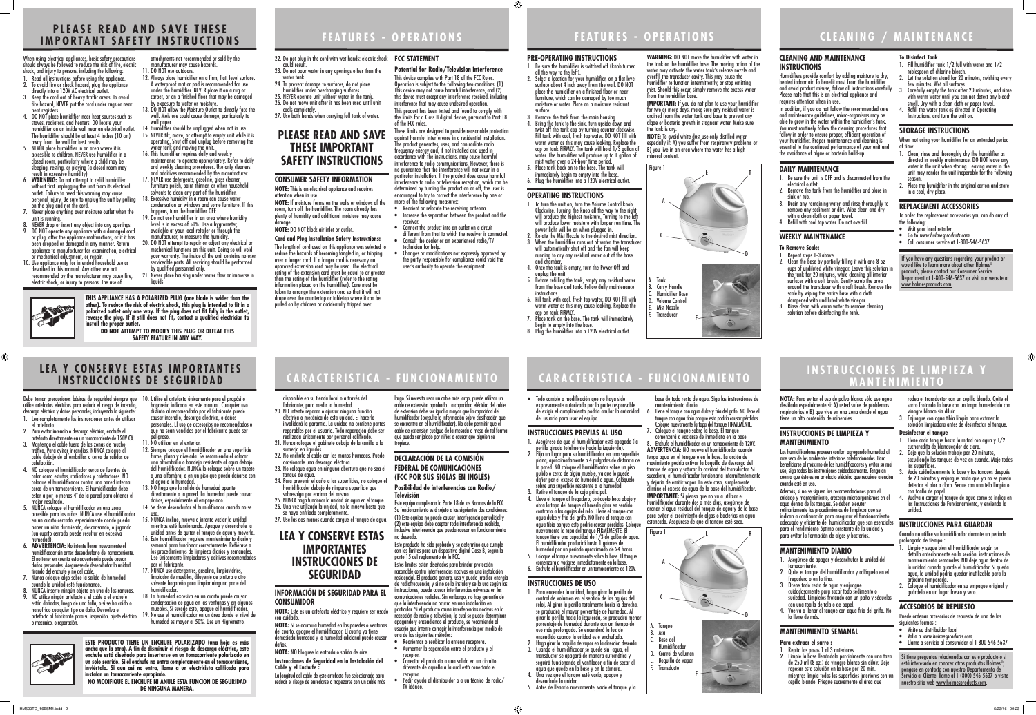# PLEASE READ AND SAVE THESE IMPORTANT SAFETY INSTRUCTIONS

When using electrical appliances, basic safety precautions should always be followed to reduce the risk of fire, electric shock, and injury to persons, including the following:

1. Read all instructions before using the appliance.
2. To avoid fire or shock hazard, plug the appliance directly into a 120V AC electrical outlet.
3. Keep the cord out of heavy traffic areas. To avoid fire hazard, NEVER put the cord under rugs or near heat registers.
4. DO NOT place humidifier near heat sources such as stoves, radiators, and heaters. DO locate your humidifier on an inside wall near an electrical outlet. The humidifier should be at least 4 inches (10 cm) away from the wall for best results.
5. NEVER place humidifier in an area where it is accessible to children. NEVER use humidifier in a closed room, particularly where a child may be sleeping, resting, or playing (a closed room may result in excessive humidity).
6. **WARNING:** Do not attempt to refill humidifier without first unplugging the unit from its electrical outlet. Failure to heed this warning may cause personal injury. Be sure to unplug the unit by pulling on the plug and not the cord.
7. Never place anything over moisture outlet when the unit is running.
8. NEVER drop or insert any object into any openings.
9. DO NOT operate any appliance with a damaged cord or plug, after the appliance malfunctions, or if it has been dropped or damaged in any manner. Return appliance to manufacturer for examination, electrical or mechanical adjustment, or repair.
10. Use appliance only for intended household use as described in this manual. Any other use not recommended by the manufacturer may cause fire, electric shock, or injury to persons. The use of attachments not recommended or sold by the manufacturer may cause hazards.
11. DO NOT use outdoors.
12. Always place humidifier on a firm, flat, level surface. A waterproof mat or pad is recommended for use under the humidifier. NEVER place it on a rug or carpet, or on a finished floor that may be damaged by exposure to water or moisture.
13. DO NOT allow the Moisture Outlet to directly face the wall. Moisture could cause damage, particularly to wall paper.
14. Humidifier should be unplugged when not in use.
15. NEVER tilt, move, or attempt to empty unit while it is operating. Shut off and unplug before removing the water tank and moving the unit.
16. This humidifier requires daily and weekly maintenance to operate appropriately. Refer to daily and weekly cleaning procedures. Use only cleaners and additives recommended by the manufacturer.
17. NEVER use detergents, gasoline, glass cleaner, furniture polish, paint thinner, or other household solvents to clean any part of the humidifier.
18. Excessive humidity in a room can cause water condensation on windows and some furniture. If this happens, turn the humidifier OFF.
19. Do not use humidifier in an area where humidity level is in excess of 50%. Use a hygrometer, available at your local retailer or through the manufacturer, to measure the humidity.
20. DO NOT attempt to repair or adjust any electrical or mechanical functions on this unit. Doing so will void your warranty. The inside of the unit contains no user serviceable parts. All servicing should be performed by qualified personnel only.
21. Never place housing under water flow or immerse in liquids.
22. Do not plug in the cord with wet hands: electric shock could result.
23. Do not pour water in any openings other than the water tank.
24. To prevent damage to surfaces, do not place humidifier under overhanging surfaces.
25. NEVER operate unit without water in the tank.
26. Do not move unit after it has been used until unit cools completely.
27. Use both hands when carrying full tank of water.

**THIS APPLIANCE HAS A POLARIZED PLUG (one blade is wider than the other). To reduce the risk of electric shock, this plug is intended to fit in a polarized outlet only one way. If the plug does not fit fully in the outlet, reverse the plug. If it still does not fit, contact a qualified electrician to install the proper outlet.**

**DO NOT ATTEMPT TO MODIFY THIS PLUG OR DEFEAT THIS SAFETY FEATURE IN ANY WAY.**

# PLEASE READ AND SAVE THESE IMPORTANT SAFETY INSTRUCTIONS

## CONSUMER SAFETY INFORMATION

**NOTE:** This is an electrical appliance and requires attention when in use.

**NOTE:** If moisture forms on the walls or windows of the room, turn off the humidifier. The room already has plenty of humidity and additional moisture may cause damage.

**NOTE:** DO NOT block air inlet or outlet.

**Cord and Plug Installation Safety Instructions:**

The length of cord used on this appliance was selected to reduce the hazards of becoming tangled in, or tripping over a longer cord. If a longer cord is necessary an approved extension cord may be used. The electrical rating of the extension cord must be equal to or greater than the rating of the humidifier (refer to the rating information placed on the humidifier). Care must be taken to arrange the extension cord so that it will not drape over the countertop or tabletop where it can be pulled on by children or accidentally tripped over.

## FCC STATEMENT

**Potential for Radio/Television interference**

This device complies with Part 18 of the FCC Rules. Operation is subject to the following two conditions: (1) This device may not cause harmful interference, and (2) this device must accept any interference received, including interference that may cause undesired operation.

This product has been tested and found to comply with the limits for a Class B digital device, pursuant to Part 18 of the FCC rules.

These limits are designed to provide reasonable protection against harmful interference in a residential installation. The product generates, uses, and can radiate radio frequency energy and, if not installed and used in accordance with the instructions, may cause harmful interference to radio communications. However, there is no guarantee that the interference will not occur in a particular installation. If the product does cause harmful interference to radio or television reception, which can be determined by turning the product on or off, the user is encouraged to try to correct the interference by one or more of the following measures:

- Reorient or relocate the receiving antenna.
- Increase the separation between the product and the receiver.
- Connect the product into an outlet on a circuit different from that to which the receiver is connected.
- Consult the dealer or an experienced radio/TV technician for help.
- Changes or modifications not expressly approved by the party responsible for compliance could void the user's authority to operate the equipment.

# FEATURES - OPERATIONS

## PRE-OPERATING INSTRUCTIONS

1. Be sure the humidifier is switched off (knob turned all the way to the left).
2. Select a location for your humidifier, on a flat level surface about 4 inch away from the wall. DO NOT place the humidifier on a finished floor or near furniture, which can be damaged by too much moisture or water. Place on a moisture resistant surface.
3. Remove the tank from the main housing.
4. Bring the tank to the sink, turn upside down and twist off the tank cap by turning counter clockwise. Fill tank with cool, fresh tap water. DO NOT fill with warm water as this may cause leaking. Replace the cap on tank FIRMLY. The tank will hold 1/3 gallon of water. The humidifier will produce up to 1 gallon of mist water over a 24-hour time period.
5. Place tank back on to the base. The tank will immediately begin to empty into the base.
6. Plug the humidifier into a 120V electrical outlet.

## OPERATING INSTRUCTIONS

1. To turn the unit on, turn the Volume Control knob Clockwise. Turning the knob all the way to the right will produce the highest moisture. Turning to the left will produce lower moisture with longer run time. The power light will be on when plugged in.
2. Rotate the Mist Nozzle to the desired mist direction.
3. When the humidifier runs out of water, the transducer will automatically shut off and the fan will keep running to dry any residual water out of the base and chamber.
4. Once the tank is empty, turn the Power Off and unplug the unit.
5. Before refilling the tank, empty any residual water from the base and tank. Follow daily maintenance instructions.
6. Fill tank with cool, fresh tap water. DO NOT fill with warm water as this may cause leaking. Replace the cap on tank FIRMLY.
7. Place tank on the base. The tank will immediately begin to empty into the base.
8. Plug the humidifier into a 120V electrical outlet.

**WARNING:** DO NOT move the humidifier with water in the tank or the humidifier base. The moving action of the water may activate the water tank's release nozzle and overfill the transducer cavity. This may cause the humidifier to function intermittently, or stop emitting mist. Should this occur, simply remove the excess water from the humidifier base.

**IMPORTANT:** If you do not plan to use your humidifier for two or more days, make sure any residual water is drained from the water tank and base to prevent any algae or bacteria growth in stagnant water. Make sure the tank is dry.

**NOTE:** To avoid white dust use only distilled water especially if: A) you suffer from respiratory problems or B) you live in an area where the water has a high mineral content.

Figure 1

A. Tank
B. Carry Handle
C. Humidifier Base
D. Volume Control
E. Mist Nozzle
F. Transducer

# CLEANING / MAINTENANCE

## CLEANING AND MAINTENANCE INSTRUCTIONS

Humidifiers provide comfort by adding moisture to dry, heated indoor air. To benefit most from the humidifier and avoid product misuse, follow all instructions carefully. Please note that this is an electrical appliance and requires attention when in use.

In addition, if you do not follow the recommended care and maintenance guidelines, micro-organisms may be able to grow in the water within the humidifier's tank. You must routinely follow the cleaning procedures that follow in order to ensure proper, efficient operation of your humidifier. Proper maintenance and cleaning is essential to the continued performance of your unit and the avoidance of algae or bacteria build-up.

## DAILY MAINTENANCE

1. Be sure the unit is OFF and is disconnected from the electrical outlet.
2. Remove the tank from the humidifier and place in sink or tub.
3. Drain any remaining water and rinse thoroughly to remove any sediment or dirt. Wipe clean and dry with a clean cloth or paper towel.
4. Refill with cool tap water. Do not overfill.

## WEEKLY MAINTENANCE

**To Remove Scale:**

1. Repeat steps 1-3 above.
2. Clean the base by partially filling it with one 8-oz cups of undiluted white vinegar. Leave this solution in the tank for 20 minutes, while cleaning all interior surfaces with a soft brush. Gently scrub the area around the transducer with a soft brush. Remove the scale by wiping the entire base with a cloth dampened with undiluted white vinegar.
3. Rinse clean with warm water to remove cleaning solution before disinfecting the tank.

**To Disinfect Tank**

1. Fill humidifier tank 1/2 full with water and 1/2 tablespoon of chlorine bleach.
2. Let the solution stand for 20 minutes, swishing every few minutes. Wet all surfaces.
3. Carefully empty the tank after 20 minutes, and rinse with warm water until you can not detect any bleach smell. Dry with a clean cloth or paper towel.
4. Refill the water tank as directed in Operating Instructions, and turn the unit on.

## STORAGE INSTRUCTIONS

When not using your humidifier for an extended period of time:

1. Clean, rinse and thoroughly dry the humidifier as directed in weekly maintenance. DO NOT leave any water in the unit when storing. Leaving water in the unit may render the unit inoperable for the following season.
2. Place the humidifier in the original carton and store in a cool, dry place.

## REPLACEMENT ACCESSORIES

To order the replacement accessories you can do any of the following:

- Visit your local retailer
- Go to *www.holmesproducts.com*
- Call consumer service at 1-800-546-5637

If you have any questions regarding your product or would like to learn more about other Holmes® products, please contact our Consumer Service Department at 1-800-546-5637 or visit our website at www.holmesproducts.com.

# LEA Y CONSERVE ESTAS IMPORTANTES INSTRUCCIONES DE SEGURIDAD

Debe tomar precauciones básicas de seguridad siempre que utilice artefactos eléctricos para reducir el riesgo de incendio, descarga eléctrica y daños personales, incluyendo lo siguiente:

1. Lea completamente las instrucciones antes de utilizar el artefacto.
2. Para evitar incendio o descarga eléctrica, enchufe el artefacto directamente en un tomacorriente de 120V CA.
3. Mantenga el cable fuera de las zonas de mucho tráfico. Para evitar incendios, NUNCA coloque el cable debajo de alfombrillas o cerca de salidas de calefacción.
4. NO coloque el humidificador cerca de fuentes de calor como estufas, radiadores y calefactores. NO coloque el humidificador contra una pared interna cerca de un tomacorriente. El humidificador debe estar a por lo menos 4" de la pared para obtener el mejor resultado.
5. NUNCA coloque el humidificador en una zona accesible para los niños. NUNCA use el humidificador en un cuarto cerrado, especialmente donde pueda haber un niño durmiendo, descansando, o jugando (un cuarto cerrado puede resultar en excesiva humedad).
6. **ADVERTENCIA:** No intente llenar nuevamente el humidificador sin antes desenchufarlo del tomacorriente. El no tener en cuenta esta advertencia puede causar daños personales. Asegúrese de desenchufar la unidad tirando del enchufe y no del cable.
7. Nunca coloque algo sobre la salida de humedad cuando la unidad esté funcionando.
8. NUNCA inserte ningún objeto en uno de las ranuras.
9. NO utilice ningún artefacto si el cable o el enchufe están dañados, luego de una falla, o si se ha caído o ha sufrido cualquier tipo de daño. Devuelva el artefacto al fabricante para su inspección, ajuste eléctrico o mecánico, o reparación.
10. Utilice el artefacto únicamente para el propósito hogareño indicado en este manual. Cualquier uso distinto al recomendado por el fabricante puede causar incendio, descarga eléctrica, o daños personales. El uso de accesorios no recomendados o que no sean vendidos por el fabricante puede ser peligroso.
11. NO utilizar en el exterior.
12. Siempre coloque el humidificador en una superficie firme, plana y nivelada. Se recomienda el colocar una alfombrilla o bandeja resistente al agua debajo del humidificador. NUNCA lo coloque sobre un tapete o una alfombra, o en un piso que pueda dañarse con el agua o la humedad.
13. NO haga que la salida de humedad apunte directamente a la pared. La humedad puede causar daños, especialmente al empapelado.
14. Se debe desenchufar el humidificador cuando no se usa.
15. NUNCA incline, mueva o intente vaciar la unidad mientras esté funcionando. Apague y desenchufe la unidad antes de quitar el tanque de agua y moverla.
16. Este humidificador requiere mantenimiento diario y semanal para funcionar correctamente. Refiérase a los procedimientos de limpieza diarios y semanales. Use únicamente limpiadores y aditivos recomendados por el fabricante.
17. NUNCA use detergentes, gasolina, limpiavidrios, limpiador de muebles, diluyente de pintura u otro solvente hogareño para limpiar ninguna parte del humidificador.
18. La humedad excesiva en un cuarto puede causar condensación de agua en las ventanas y en algunos muebles. Si sucede esto, apague el humidificador.
19. No use el humidificador en un área donde el nivel de humedad es mayor al 50%. Use un Hidrómetro, disponible en su tienda local o a través del fabricante, para medir la humedad.
20. NO intente reparar o ajustar ninguna función eléctrica o mecánica de esta unidad. El hacerlo invalidará la garantía. La unidad no contiene partes reparables por el usuario. Toda reparación debe ser realizada únicamente por personal calificado.
21. Nunca coloque el gabinete debajo de la canilla o lo sumerja en líquidos.
22. No enchufe el cable con las manos húmedas. Puede ocasionarle una descarga eléctrica.
23. No coloque agua en ninguna abertura que no sea el tanque de agua.
24. Para prevenir el daño a las superficies, no coloque el humidificador debajo de ninguna superficie que sobresalga por encima del mismo.
25. NUNCA haga funcionar la unidad sin agua en el tanque.
26. Una vez utilizada la unidad, no la mueva hasta que se haya enfriado completamente.
27. Use las dos manos cuando cargue el tanque de agua.

**ESTE PRODUCTO TIENE UN ENCHUFE POLARIZADO (una hoja es más ancha que la otra). A fin de disminuir el riesgo de descarga eléctrica, este enchufe está diseñado para insertarse en un tomacorriente polarizado en un solo sentido. Si el enchufe no entra completamente en el tomacorriente, inviértalo. Si aun así no entra, llame a un electricista calificado para instalar un tomacorriente apropiado.**

**NO MODIFIQUE EL ENCHUFE NI ANULE ESTA FUNCION DE SEGURIDAD DE NINGUNA MANERA.**

# LEA Y CONSERVE ESTAS IMPORTANTES INSTRUCCIONES DE SEGURIDAD

## INFORMACIÓN DE SEGURIDAD PARA EL CONSUMIDOR

**NOTA:** Este es un artefacto eléctrico y requiere ser usado con cuidado.

**NOTA:** Si se acumula humedad en las paredes o ventanas del cuarto, apague el humidificador. El cuarto ya tiene demasiada humedad y la humedad adicional puede causar daños.

**NOTA:** NO bloquee la entrada o salida de aire.

**Instrucciones de Seguridad en la Instalación del Cable y el Enchufe :**

La longitud del cable de este artefacto fue seleccionada para reducir el riesgo de enredarse o tropezarse con un cable más largo. Si necesita usar un cable más largo, puede utilizar un cable de extensión aprobado. La capacidad eléctrica del cable de extensión debe ser igual o mayor que la capacidad del humidificador (consulte la información sobre clasificación que se encuentra en el humidificador). No debe permitir que el cable de extensión cuelgue de la mesada o mesa de tal forma que pueda ser jalado por niños o causar que alguien se tropiece.

## DECLARACIÓN DE LA COMISIÓN FEDERAL DE COMUNICACIONES (FCC POR SUS SIGLAS EN INGLÉS)

**Posibilidad de interferencias con Radio/Televisión**

Este equipo cumple con la Parte 18 de las Normas de la FCC. Su funcionamiento está sujeto a las siguientes dos condiciones: (1) Este equipo no puede causar interferencia perjudicial y (2) este equipo debe aceptar toda interferencia recibida, inclusive interferencia que pueda causar un funcionamiento no deseado.

Este producto ha sido probado y se determinó que cumple con los límites para un dispositivo digital Clase B, según la parte 15 del reglamento de la FCC.

Estos límites están diseñados para brindar protección razonable contra interferencias nocivas en una instalación residencial. El producto genera, usa y puede irradiar energía de radiofrecuencia, y si no se la instala y se la usa según las instrucciones, puede causar interferencias adversas en las comunicaciones radiales. Sin embargo, no hay garantía de que la interferencia no ocurra en una instalación en particular. Si el producto causa interferencias nocivas en la recepción de radio o televisión, lo cual se puede determinar apagando y encendiendo el producto, se recomienda al usuario que intente corregir la interferencia por medio de una de las siguientes medidas:

- Reorientar o reubicar la antena receptora.
- Aumentar la separación entre el producto y el receptor.
- Conectar el producto a una salida en un circuito diferente de aquella a la cual está conectado el receptor.
- Pedir ayuda al distribuidor o a un técnico de radio/TV idóneo.
- Todo cambio o modificación que no haya sido expresamente autorizado por la parte responsable de exigir el cumplimiento podría anular la autoridad del usuario para usar el equipo.

# CARACTERISTICA - FUNCIONAMIENTO

## INSTRUCCIONES PREVIAS AL USO

1. Asegúrese de que el humidificador esté apagado (la perilla girada totalmente hacia la izquierda).
2. Elija un lugar para su humidificador, en una superficie plana, aproximadamente a 4 pulgadas de distancia de la pared. NO coloque el humidificador sobre un piso pulido o cerca de algún mueble, ya que lo puede dañar por el exceso de humedad o agua. Colóquelo sobre una superficie resistente a la humedad.
3. Retire el tanque de la caja principal.
4. Lleve el tanque al fregadero, colóquelo boca abajo y abra la tapa del tanque al hacerla girar en sentido contrario a las agujas del reloj. Llene el tanque con agua dulce y fría del grifo. NO llene el tanque con agua tibia porque esto podría causar pérdidas. Coloque nuevamente la tapa del tanque FIRMEMENTE. El tanque tiene una capacidad de 1/3 de galón de agua. El humidificador producirá hasta 1 galones de humedad por un período aproximado de 24 horas.
5. Coloque el tanque nuevamente sobre la base. El tanque comenzará a vaciarse inmediatamente en la base.
6. Enchufe el humidificador en un tomacorriente de 120V.

## INSTRUCCIONES DE USO

1. Para encender la unidad, haga girar la perilla de control de volumen en el sentido de las agujas del reloj. Al girar la perilla totalmente hacia la derecha, se producirá el mayor porcentaje de humedad. Al girar la perilla hacia la izquierda, se producirá menor porcentaje de humedad durante con un tiempo de uso más prolongado. Se encenderá la luz de encendido cuando la unidad esté enchufada.
2. Haga girar la boquilla de vapor en la dirección deseada.
3. Cuando el humidificador se quede sin agua, el transductor se apagará de manera automática y seguirá funcionando el ventilador a fin de secar el agua que quede en la base y en la cámara.
4. Una vez que el tanque esté vacío, apague y desenchufe la unidad.
5. Antes de llenarlo nuevamente, vacíe el tanque y la base de todo resto de agua. Siga las instrucciones de mantenimiento diario.
6. Llene el tanque con agua dulce y fría del grifo. NO llene el tanque con agua tibia porque esto podría causar pérdidas. Coloque nuevamente la tapa del tanque FIRMEMENTE.
7. Coloque el tanque sobre la base. El tanque comenzará a vaciarse de inmediato en la base.
8. Enchufe el humidificador en un tomacorriente de 120V.

**ADVERTENCIA:** NO mueva el humidificador cuando tenga agua en el tanque o en la base. La acción de movimiento podría activar la boquilla de descarga del tanque de agua y saturar la cavidad del transductor. Si sucediera, el humidificador funcionaría intermitentemente y dejaría de emitir vapor. En este caso, simplemente elimine el exceso de agua de la base del humidificador.

**IMPORTANTE:** Si piensa que no va a utilizar el humidificador durante dos o más días, asegúrese de drenar el agua residual del tanque de agua y de la base para evitar el crecimiento de algas o bacterias en agua estancada. Asegúrese de que el tanque esté seco.

Figura 1

A. Tanque
B. Asa
C. Base del Humidificador
D. Control de volumen
E. Boquilla de vapor
F. Transducto

# INSTRUCCIONES DE LIMPIEZA Y MANTENIMIENTO

**NOTA:** Para evitar el uso de polvo blanco sólo use agua destilada especialmente si: A) usted sufre de problemas respiratorios o B) que vive en una zona donde el agua tiene un alto contenido de minerales.

## INSTRUCCIONES DE LIMPIEZA Y MANTENIMIENTO

Los humidificadores proveen confort agregando humedad al aire seco de los ambientes interiores calefaccionados. Para beneficiarse al máximo de los humidificadores y evitar su mal uso, siga todas las instrucciones cuidadosamente. Tenga en cuenta que éste es un artefacto eléctrico que requiere atención cuando esté en uso.

Además, si no se siguen las recomendaciones para el cuidado y mantenimiento, crecerán microorganismos en el agua dentro de los tanques. Se deben ejecutar rutinariamente los procedimientos de limpieza que se indican a continuación para asegurar el funcionamiento adecuado y eficiente del humidificador que son esenciales para el rendimiento óptimo constante de la unidad y para evitar la formación de algas y bacterias.

## MANTENIMIENTO DIARIO

1. Asegúrese de apagar y desenchufar la unidad del tomacorriente.
2. Quite el tanque del humidificador y colóquelo en el fregadero o en la tina.
3. Drene todo resto de agua y enjuague cuidadosamente para sacar todo sedimento o suciedad. Límpielos frotando con un paño y séquelos con una toalla de tela o de papel.
4. Vuelva a llenar el tanque con agua fría del grifo. No lo llene de más.

## MANTENIMIENTO SEMANAL

**Para extraer el sarro :**

1. Repita los pasos 1 al 3 anteriores.
2. Limpie la base llenándola parcialmente con una taza de 250 ml (8 oz.) de vinagre blanco sin diluir. Deje reposar esta solución en la base por 20 min. mientras limpia todas las superficies interiores con un cepillo blando. Friegue suavemente el área que rodea el transductor con un cepillo blando. Quite el sarro frotando la base con un trapo humedecido con vinagre blanco sin diluir.
3. Enjuague con agua tibia limpia para extraer la solución limpiadora antes de desinfectar el tanque.

**Desinfectar el tanque**

1. Llene cada tanque hasta la mitad con agua y 1/2 cucharadita de blanqueador de cloro.
2. Deje que la solución trabaje por 20 minutos, sacudiendo los tanques de vez en cuando. Moje todas las superficies.
3. Vacíe cuidadosamente la base y los tanques después de 20 minutos y enjuague hasta que ya no se pueda detectar el olor a cloro. Seque con una tela limpia o con toalla de papel.
4. Vuelva a cargar el tanque de agua como se indica en las Instrucciones de Funcionamiento, y encienda la unidad.

## INSTRUCCIONES PARA GUARDAR

Cuando no utilice su humidificador durante un período prolongado de tiempo :

1. Limpie y seque bien el humidificador según se detalla anteriormente en la sección: instrucciones de mantenimiento semanales. NO deje agua dentro de la unidad cuando guarde el humidificador. Si queda agua, la unidad podría quedar inutilizable para la próxima temporada.
2. Coloque el humidificador en su empaque original y guárdelo en un lugar fresco y seco.

## ACCESORIOS DE REPUESTO

Puede ordenar accesorios de repuesto de una de las siguientes formas :

- Visite su distribuidor local
- Valla a *www.holmesproducts.com*
- Llame a servicio al consumidor al 1-800-546-5637

Si tiene preguntas relacionadas con este producto o si está interesado en conocer otros productos Holmes®, póngase en contacto con nuestro Departamento de Servicio al Cliente, llame al 1 (800) 546-5637 o visite nuestro sitio web www.holmesproducts.com.